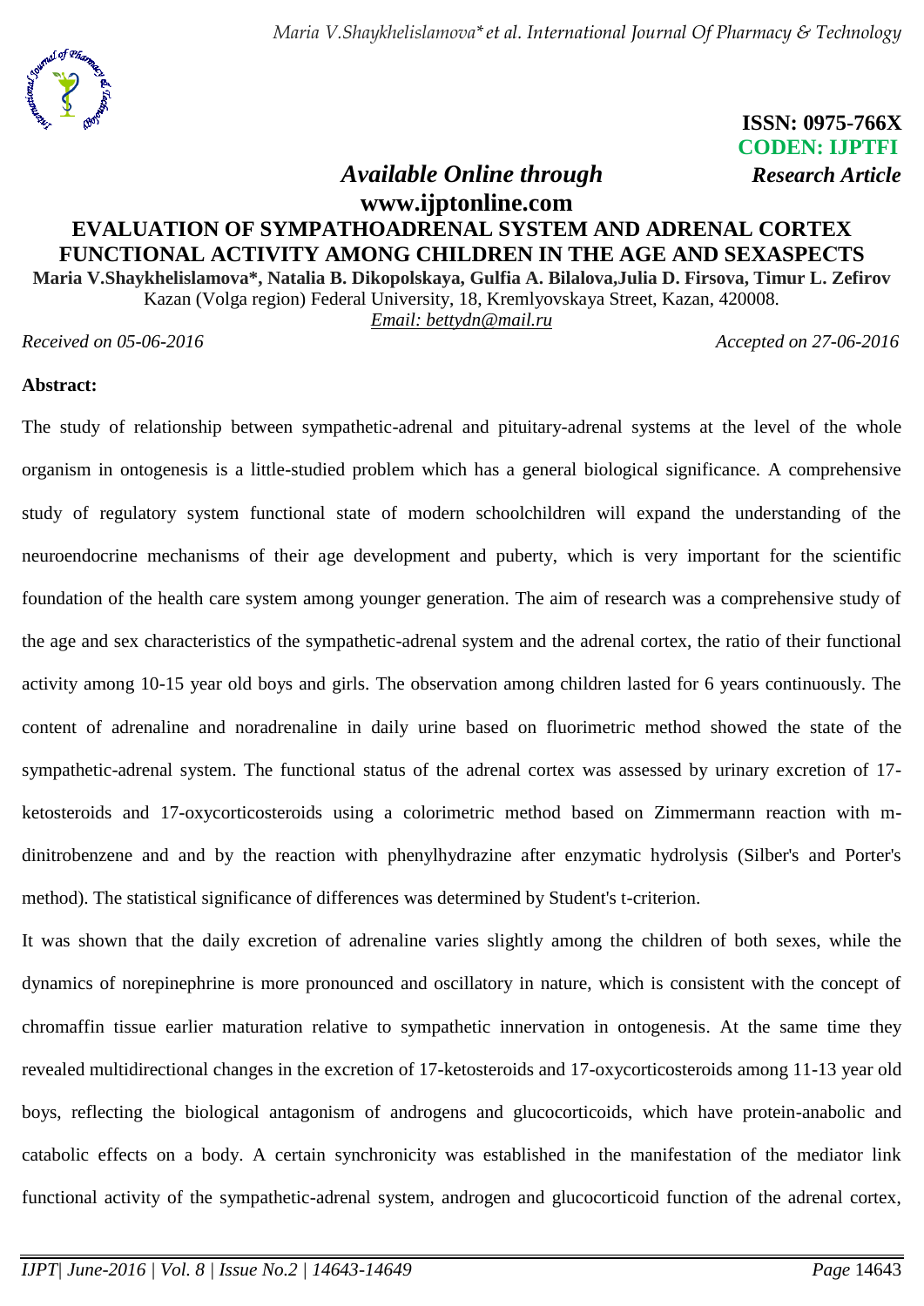ISSN: 0975-766X
CODEN: IJPTFI

*Available Online through* *Research Article*
**www.ijptonline.com**

# EVALUATION OF SYMPATHOADRENAL SYSTEM AND ADRENAL CORTEX FUNCTIONAL ACTIVITY AMONG CHILDREN IN THE AGE AND SEXASPECTS

**Maria V.Shaykhelislamova*, Natalia B. Dikopolskaya, Gulfia A. Bilalova,Julia D. Firsova, Timur L. Zefirov**

Kazan (Volga region) Federal University, 18, Kremlyovskaya Street, Kazan, 420008.

*Email: bettydn@mail.ru*

*Received on 05-06-2016* *Accepted on 27-06-2016*

**Abstract:**

The study of relationship between sympathetic-adrenal and pituitary-adrenal systems at the level of the whole organism in ontogenesis is a little-studied problem which has a general biological significance. A comprehensive study of regulatory system functional state of modern schoolchildren will expand the understanding of the neuroendocrine mechanisms of their age development and puberty, which is very important for the scientific foundation of the health care system among younger generation. The aim of research was a comprehensive study of the age and sex characteristics of the sympathetic-adrenal system and the adrenal cortex, the ratio of their functional activity among 10-15 year old boys and girls. The observation among children lasted for 6 years continuously. The content of adrenaline and noradrenaline in daily urine based on fluorimetric method showed the state of the sympathetic-adrenal system. The functional status of the adrenal cortex was assessed by urinary excretion of 17-ketosteroids and 17-oxycorticosteroids using a colorimetric method based on Zimmermann reaction with m-dinitrobenzene and and by the reaction with phenylhydrazine after enzymatic hydrolysis (Silber's and Porter's method). The statistical significance of differences was determined by Student's t-criterion.

It was shown that the daily excretion of adrenaline varies slightly among the children of both sexes, while the dynamics of norepinephrine is more pronounced and oscillatory in nature, which is consistent with the concept of chromaffin tissue earlier maturation relative to sympathetic innervation in ontogenesis. At the same time they revealed multidirectional changes in the excretion of 17-ketosteroids and 17-oxycorticosteroids among 11-13 year old boys, reflecting the biological antagonism of androgens and glucocorticoids, which have protein-anabolic and catabolic effects on a body. A certain synchronicity was established in the manifestation of the mediator link functional activity of the sympathetic-adrenal system, androgen and glucocorticoid function of the adrenal cortex,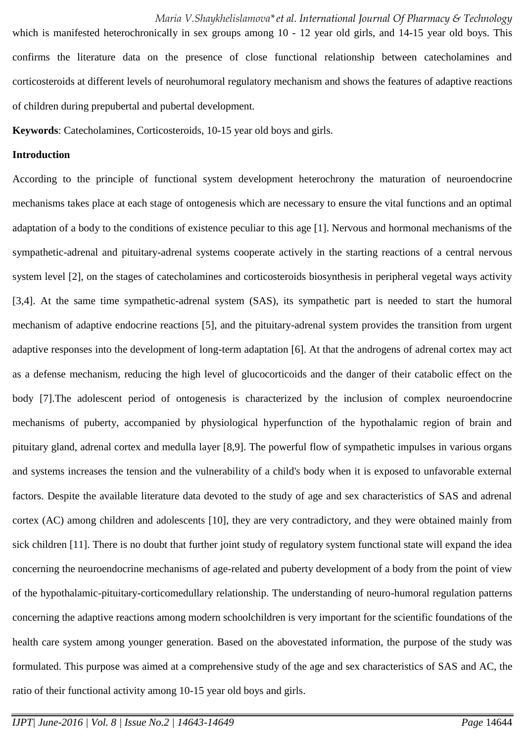which is manifested heterochronically in sex groups among 10 - 12 year old girls, and 14-15 year old boys. This confirms the literature data on the presence of close functional relationship between catecholamines and corticosteroids at different levels of neurohumoral regulatory mechanism and shows the features of adaptive reactions of children during prepubertal and pubertal development.

**Keywords**: Catecholamines, Corticosteroids, 10-15 year old boys and girls.

**Introduction**

According to the principle of functional system development heterochrony the maturation of neuroendocrine mechanisms takes place at each stage of ontogenesis which are necessary to ensure the vital functions and an optimal adaptation of a body to the conditions of existence peculiar to this age [1]. Nervous and hormonal mechanisms of the sympathetic-adrenal and pituitary-adrenal systems cooperate actively in the starting reactions of a central nervous system level [2], on the stages of catecholamines and corticosteroids biosynthesis in peripheral vegetal ways activity [3,4]. At the same time sympathetic-adrenal system (SAS), its sympathetic part is needed to start the humoral mechanism of adaptive endocrine reactions [5], and the pituitary-adrenal system provides the transition from urgent adaptive responses into the development of long-term adaptation [6]. At that the androgens of adrenal cortex may act as a defense mechanism, reducing the high level of glucocorticoids and the danger of their catabolic effect on the body [7].The adolescent period of ontogenesis is characterized by the inclusion of complex neuroendocrine mechanisms of puberty, accompanied by physiological hyperfunction of the hypothalamic region of brain and pituitary gland, adrenal cortex and medulla layer [8,9]. The powerful flow of sympathetic impulses in various organs and systems increases the tension and the vulnerability of a child's body when it is exposed to unfavorable external factors. Despite the available literature data devoted to the study of age and sex characteristics of SAS and adrenal cortex (AC) among children and adolescents [10], they are very contradictory, and they were obtained mainly from sick children [11]. There is no doubt that further joint study of regulatory system functional state will expand the idea concerning the neuroendocrine mechanisms of age-related and puberty development of a body from the point of view of the hypothalamic-pituitary-corticomedullary relationship. The understanding of neuro-humoral regulation patterns concerning the adaptive reactions among modern schoolchildren is very important for the scientific foundations of the health care system among younger generation. Based on the abovestated information, the purpose of the study was formulated. This purpose was aimed at a comprehensive study of the age and sex characteristics of SAS and AC, the ratio of their functional activity among 10-15 year old boys and girls.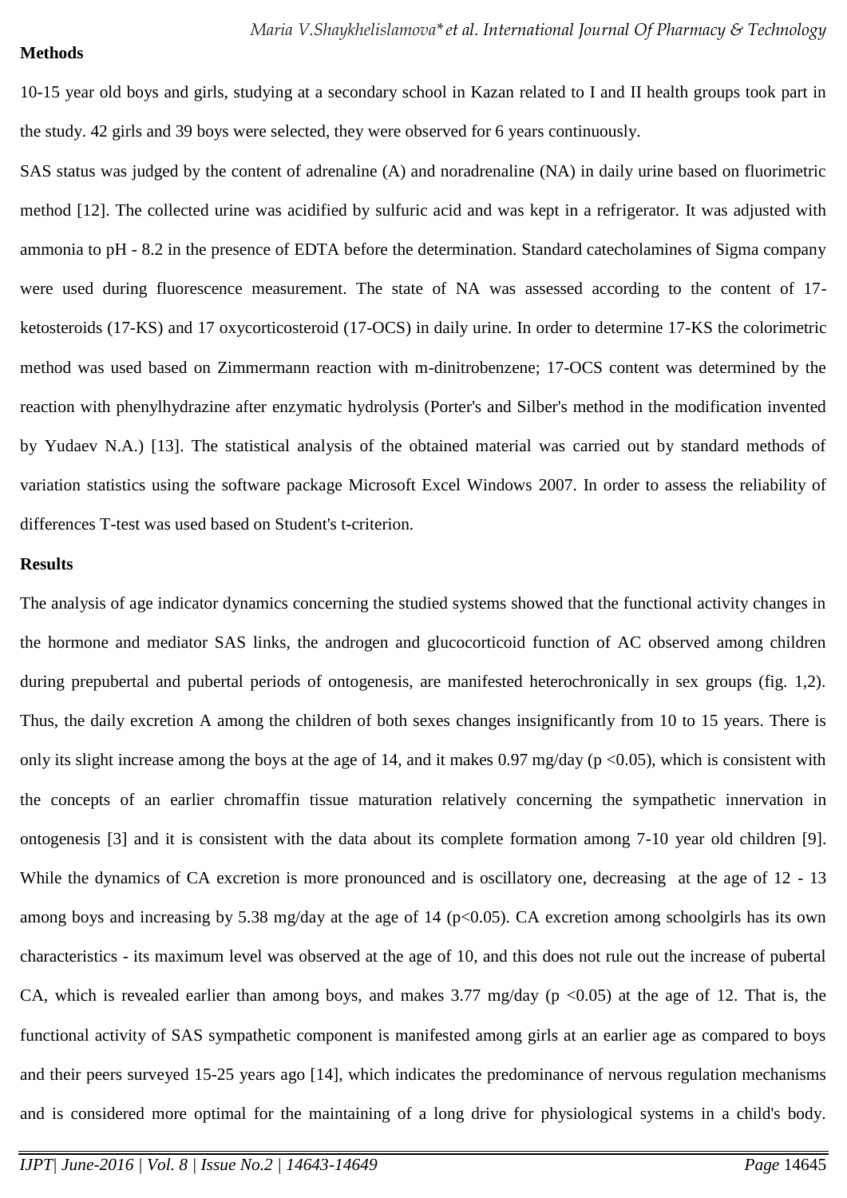## Methods

10-15 year old boys and girls, studying at a secondary school in Kazan related to I and II health groups took part in the study. 42 girls and 39 boys were selected, they were observed for 6 years continuously.

SAS status was judged by the content of adrenaline (A) and noradrenaline (NA) in daily urine based on fluorimetric method [12]. The collected urine was acidified by sulfuric acid and was kept in a refrigerator. It was adjusted with ammonia to pH - 8.2 in the presence of EDTA before the determination. Standard catecholamines of Sigma company were used during fluorescence measurement. The state of NA was assessed according to the content of 17-ketosteroids (17-KS) and 17 oxycorticosteroid (17-OCS) in daily urine. In order to determine 17-KS the colorimetric method was used based on Zimmermann reaction with m-dinitrobenzene; 17-OCS content was determined by the reaction with phenylhydrazine after enzymatic hydrolysis (Porter's and Silber's method in the modification invented by Yudaev N.A.) [13]. The statistical analysis of the obtained material was carried out by standard methods of variation statistics using the software package Microsoft Excel Windows 2007. In order to assess the reliability of differences T-test was used based on Student's t-criterion.

## Results

The analysis of age indicator dynamics concerning the studied systems showed that the functional activity changes in the hormone and mediator SAS links, the androgen and glucocorticoid function of AC observed among children during prepubertal and pubertal periods of ontogenesis, are manifested heterochronically in sex groups (fig. 1,2). Thus, the daily excretion A among the children of both sexes changes insignificantly from 10 to 15 years. There is only its slight increase among the boys at the age of 14, and it makes 0.97 mg/day ($p < 0.05$), which is consistent with the concepts of an earlier chromaffin tissue maturation relatively concerning the sympathetic innervation in ontogenesis [3] and it is consistent with the data about its complete formation among 7-10 year old children [9]. While the dynamics of CA excretion is more pronounced and is oscillatory one, decreasing at the age of 12 - 13 among boys and increasing by 5.38 mg/day at the age of 14 ($p<0.05$). CA excretion among schoolgirls has its own characteristics - its maximum level was observed at the age of 10, and this does not rule out the increase of pubertal CA, which is revealed earlier than among boys, and makes 3.77 mg/day ($p < 0.05$) at the age of 12. That is, the functional activity of SAS sympathetic component is manifested among girls at an earlier age as compared to boys and their peers surveyed 15-25 years ago [14], which indicates the predominance of nervous regulation mechanisms and is considered more optimal for the maintaining of a long drive for physiological systems in a child's body.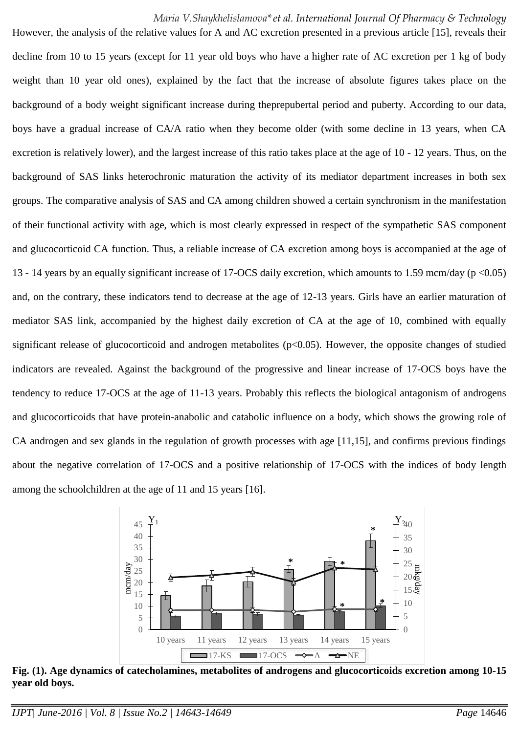However, the analysis of the relative values for A and AC excretion presented in a previous article [15], reveals their decline from 10 to 15 years (except for 11 year old boys who have a higher rate of AC excretion per 1 kg of body weight than 10 year old ones), explained by the fact that the increase of absolute figures takes place on the background of a body weight significant increase during theprepubertal period and puberty. According to our data, boys have a gradual increase of CA/A ratio when they become older (with some decline in 13 years, when CA excretion is relatively lower), and the largest increase of this ratio takes place at the age of 10 - 12 years. Thus, on the background of SAS links heterochronic maturation the activity of its mediator department increases in both sex groups. The comparative analysis of SAS and CA among children showed a certain synchronism in the manifestation of their functional activity with age, which is most clearly expressed in respect of the sympathetic SAS component and glucocorticoid CA function. Thus, a reliable increase of CA excretion among boys is accompanied at the age of 13 - 14 years by an equally significant increase of 17-OCS daily excretion, which amounts to 1.59 mcm/day ($p < 0.05$) and, on the contrary, these indicators tend to decrease at the age of 12-13 years. Girls have an earlier maturation of mediator SAS link, accompanied by the highest daily excretion of CA at the age of 10, combined with equally significant release of glucocorticoid and androgen metabolites ($p<0.05$). However, the opposite changes of studied indicators are revealed. Against the background of the progressive and linear increase of 17-OCS boys have the tendency to reduce 17-OCS at the age of 11-13 years. Probably this reflects the biological antagonism of androgens and glucocorticoids that have protein-anabolic and catabolic influence on a body, which shows the growing role of CA androgen and sex glands in the regulation of growth processes with age [11,15], and confirms previous findings about the negative correlation of 17-OCS and a positive relationship of 17-OCS with the indices of body length among the schoolchildren at the age of 11 and 15 years [16].

**Fig. (1). Age dynamics of catecholamines, metabolites of androgens and glucocorticoids excretion among 10-15 year old boys.**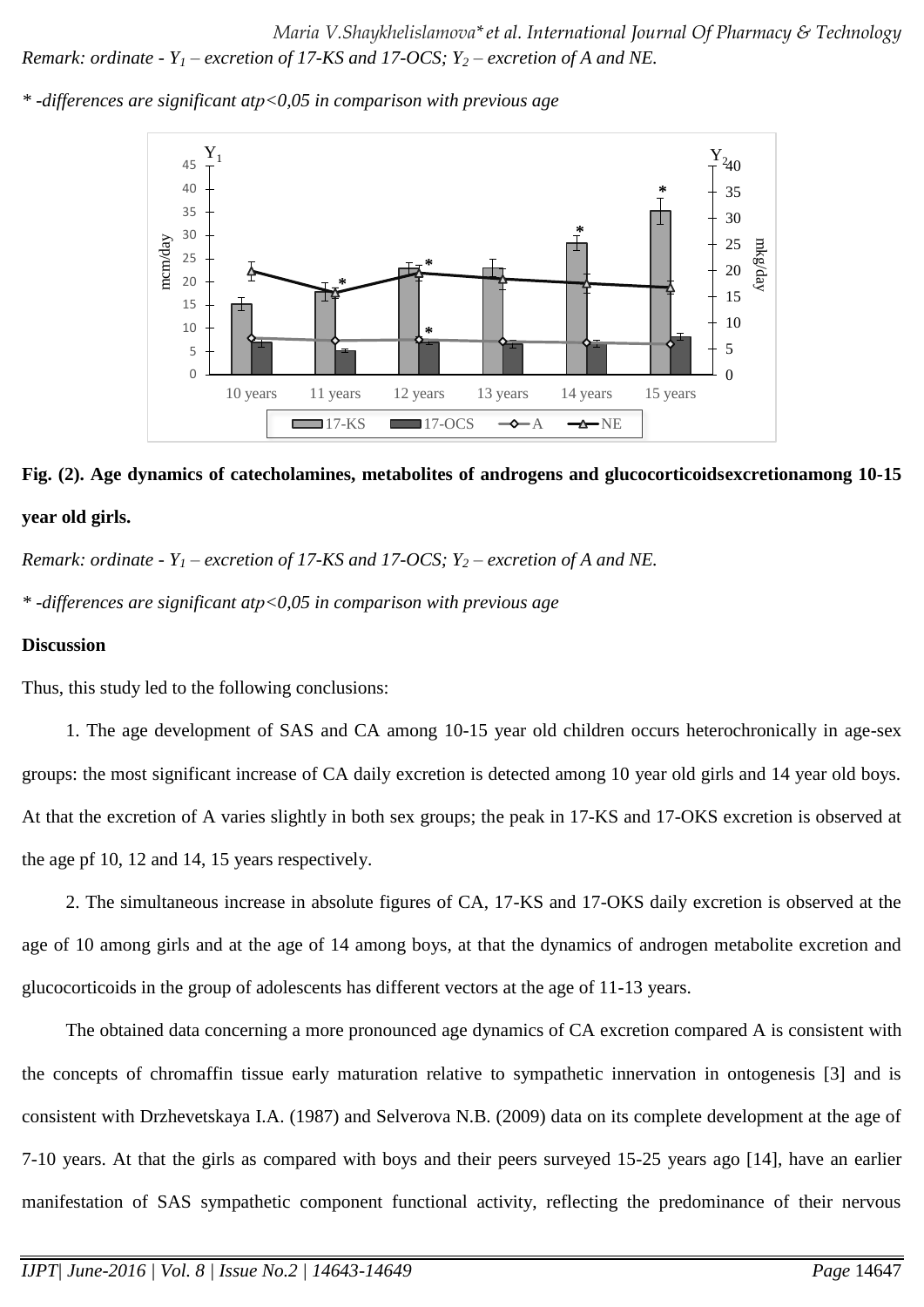*Remark: ordinate - $Y_1$ – excretion of 17-KS and 17-OCS; $Y_2$ – excretion of A and NE.*

*\* -differences are significant at$p<0,05$ in comparison with previous age*

**Fig. (2). Age dynamics of catecholamines, metabolites of androgens and glucocorticoidsexcretionamong 10-15 year old girls.**

*Remark: ordinate - $Y_1$ – excretion of 17-KS and 17-OCS; $Y_2$ – excretion of A and NE.*

*\* -differences are significant at$p<0,05$ in comparison with previous age*

**Discussion**

Thus, this study led to the following conclusions:

1. The age development of SAS and CA among 10-15 year old children occurs heterochronically in age-sex groups: the most significant increase of CA daily excretion is detected among 10 year old girls and 14 year old boys. At that the excretion of A varies slightly in both sex groups; the peak in 17-KS and 17-OKS excretion is observed at the age pf 10, 12 and 14, 15 years respectively.

2. The simultaneous increase in absolute figures of CA, 17-KS and 17-OKS daily excretion is observed at the age of 10 among girls and at the age of 14 among boys, at that the dynamics of androgen metabolite excretion and glucocorticoids in the group of adolescents has different vectors at the age of 11-13 years.

The obtained data concerning a more pronounced age dynamics of CA excretion compared A is consistent with the concepts of chromaffin tissue early maturation relative to sympathetic innervation in ontogenesis [3] and is consistent with Drzhevetskaya I.A. (1987) and Selverova N.B. (2009) data on its complete development at the age of 7-10 years. At that the girls as compared with boys and their peers surveyed 15-25 years ago [14], have an earlier manifestation of SAS sympathetic component functional activity, reflecting the predominance of their nervous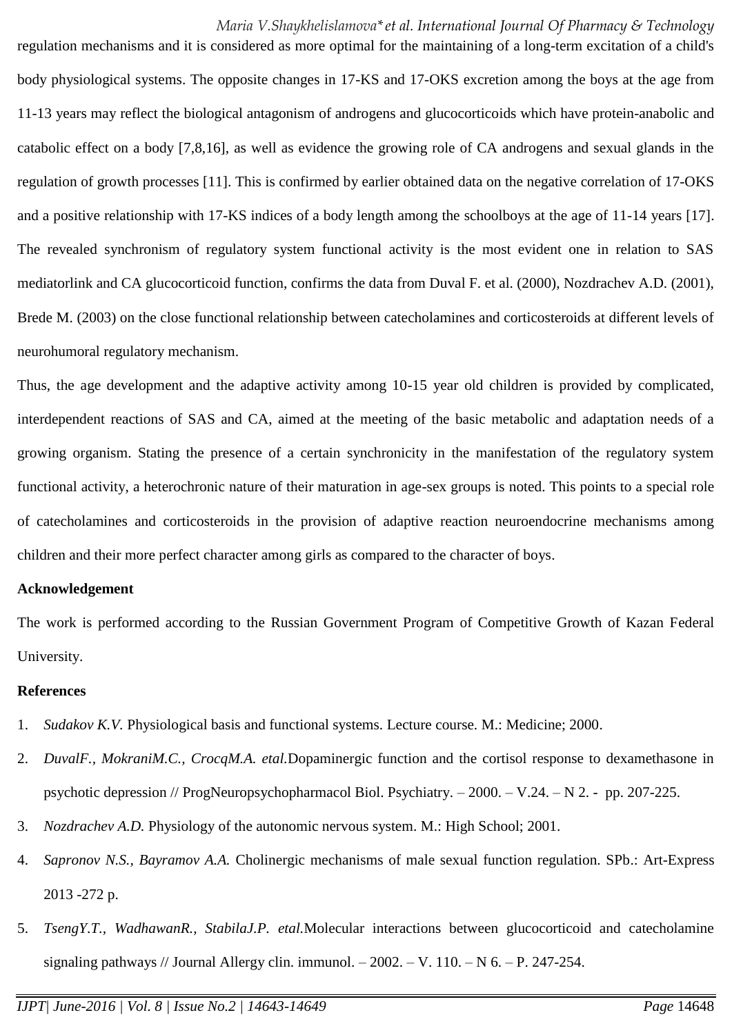regulation mechanisms and it is considered as more optimal for the maintaining of a long-term excitation of a child's body physiological systems. The opposite changes in 17-KS and 17-OKS excretion among the boys at the age from 11-13 years may reflect the biological antagonism of androgens and glucocorticoids which have protein-anabolic and catabolic effect on a body [7,8,16], as well as evidence the growing role of CA androgens and sexual glands in the regulation of growth processes [11]. This is confirmed by earlier obtained data on the negative correlation of 17-OKS and a positive relationship with 17-KS indices of a body length among the schoolboys at the age of 11-14 years [17]. The revealed synchronism of regulatory system functional activity is the most evident one in relation to SAS mediatorlink and CA glucocorticoid function, confirms the data from Duval F. et al. (2000), Nozdrachev A.D. (2001), Brede M. (2003) on the close functional relationship between catecholamines and corticosteroids at different levels of neurohumoral regulatory mechanism.

Thus, the age development and the adaptive activity among 10-15 year old children is provided by complicated, interdependent reactions of SAS and CA, aimed at the meeting of the basic metabolic and adaptation needs of a growing organism. Stating the presence of a certain synchronicity in the manifestation of the regulatory system functional activity, a heterochronic nature of their maturation in age-sex groups is noted. This points to a special role of catecholamines and corticosteroids in the provision of adaptive reaction neuroendocrine mechanisms among children and their more perfect character among girls as compared to the character of boys.

**Acknowledgement**

The work is performed according to the Russian Government Program of Competitive Growth of Kazan Federal University.

**References**

1. *Sudakov K.V.* Physiological basis and functional systems. Lecture course. M.: Medicine; 2000.
2. *DuvalF., MokraniM.C., CrocqM.A. etal.*Dopaminergic function and the cortisol response to dexamethasone in psychotic depression // ProgNeuropsychopharmacol Biol. Psychiatry. – 2000. – V.24. – N 2. - pp. 207-225.
3. *Nozdrachev A.D.* Physiology of the autonomic nervous system. M.: High School; 2001.
4. *Sapronov N.S., Bayramov A.A.* Cholinergic mechanisms of male sexual function regulation. SPb.: Art-Express 2013 -272 p.
5. *TsengY.T., WadhawanR., StabilaJ.P. etal.*Molecular interactions between glucocorticoid and catecholamine signaling pathways // Journal Allergy clin. immunol. – 2002. – V. 110. – N 6. – P. 247-254.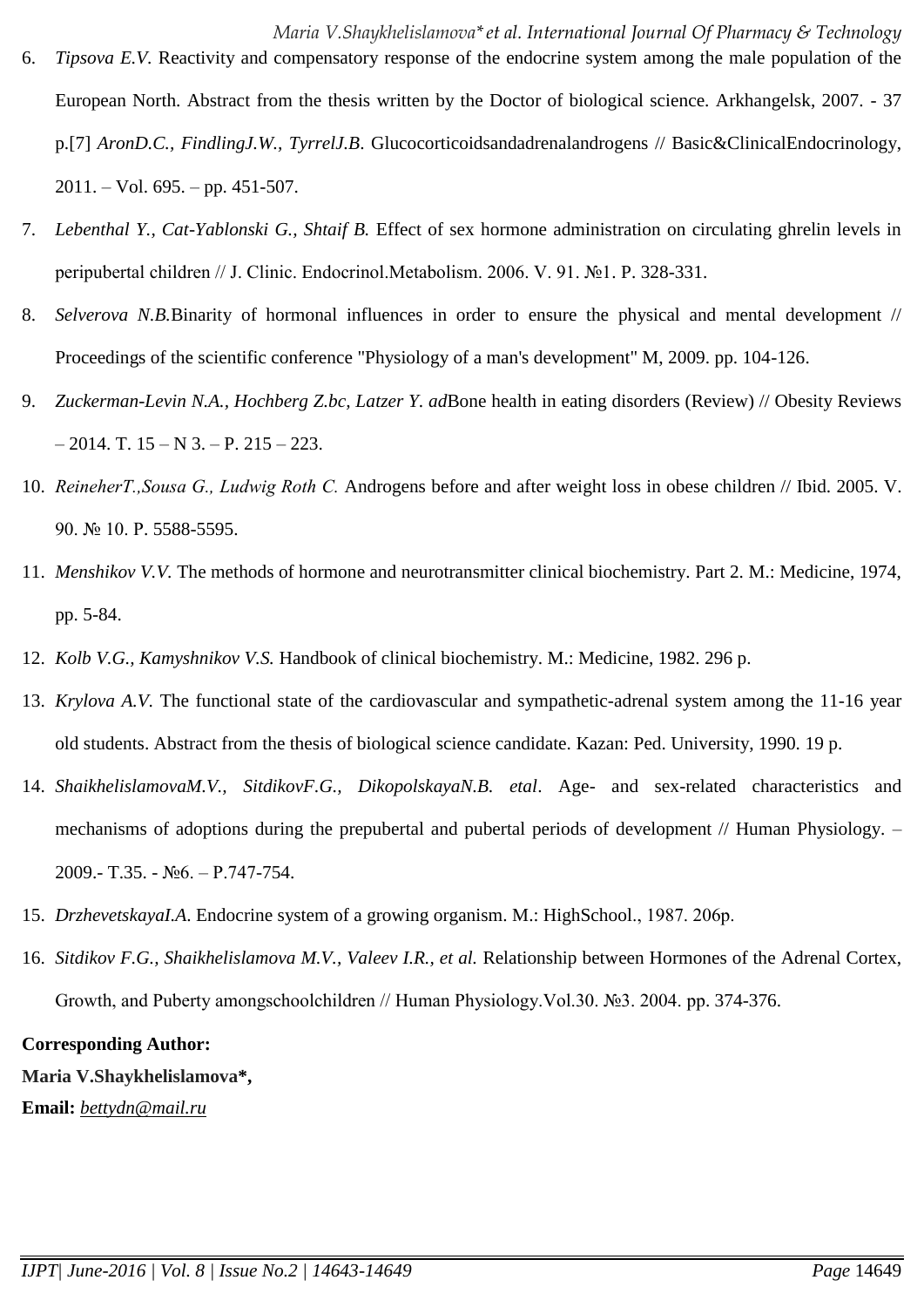6. *Tipsova E.V*. Reactivity and compensatory response of the endocrine system among the male population of the European North. Abstract from the thesis written by the Doctor of biological science. Arkhangelsk, 2007. - 37 p.[7] *AronD.C., FindlingJ.W., TyrrelJ.B.* Glucocorticoidsandadrenalandrogens // Basic&ClinicalEndocrinology, 2011. – Vol. 695. – pp. 451-507.
7. *Lebenthal Y., Cat-Yablonski G., Shtaif B.* Effect of sex hormone administration on circulating ghrelin levels in peripubertal children // J. Clinic. Endocrinol.Metabolism. 2006. V. 91. №1. P. 328-331.
8. *Selverova N.B.*Binarity of hormonal influences in order to ensure the physical and mental development // Proceedings of the scientific conference "Physiology of a man's development" M, 2009. pp. 104-126.
9. *Zuckerman-Levin N.A., Hochberg Z.bc, Latzer Y. ad*Bone health in eating disorders (Review) // Obesity Reviews – 2014. T. 15 – N 3. – P. 215 – 223.
10. *ReineherT.,Sousa G., Ludwig Roth C.* Androgens before and after weight loss in obese children // Ibid. 2005. V. 90. № 10. P. 5588-5595.
11. *Menshikov V.V.* The methods of hormone and neurotransmitter clinical biochemistry. Part 2. M.: Medicine, 1974, pp. 5-84.
12. *Kolb V.G., Kamyshnikov V.S.* Handbook of clinical biochemistry. M.: Medicine, 1982. 296 p.
13. *Krylova A.V*. The functional state of the cardiovascular and sympathetic-adrenal system among the 11-16 year old students. Abstract from the thesis of biological science candidate. Kazan: Ped. University, 1990. 19 p.
14. *ShaikhelislamovaM.V., SitdikovF.G., DikopolskayaN.B. etal*. Age- and sex-related characteristics and mechanisms of adoptions during the prepubertal and pubertal periods of development // Human Physiology. – 2009.- T.35. - №6. – P.747-754.
15. *DrzhevetskayaI.A*. Endocrine system of a growing organism. M.: HighSchool., 1987. 206p.
16. *Sitdikov F.G., Shaikhelislamova M.V., Valeev I.R., et al.* Relationship between Hormones of the Adrenal Cortex, Growth, and Puberty amongschoolchildren // Human Physiology.Vol.30. №3. 2004. pp. 374-376.

**Corresponding Author:**
**Maria V.Shaykhelislamova*,**
**Email:** *bettydn@mail.ru*